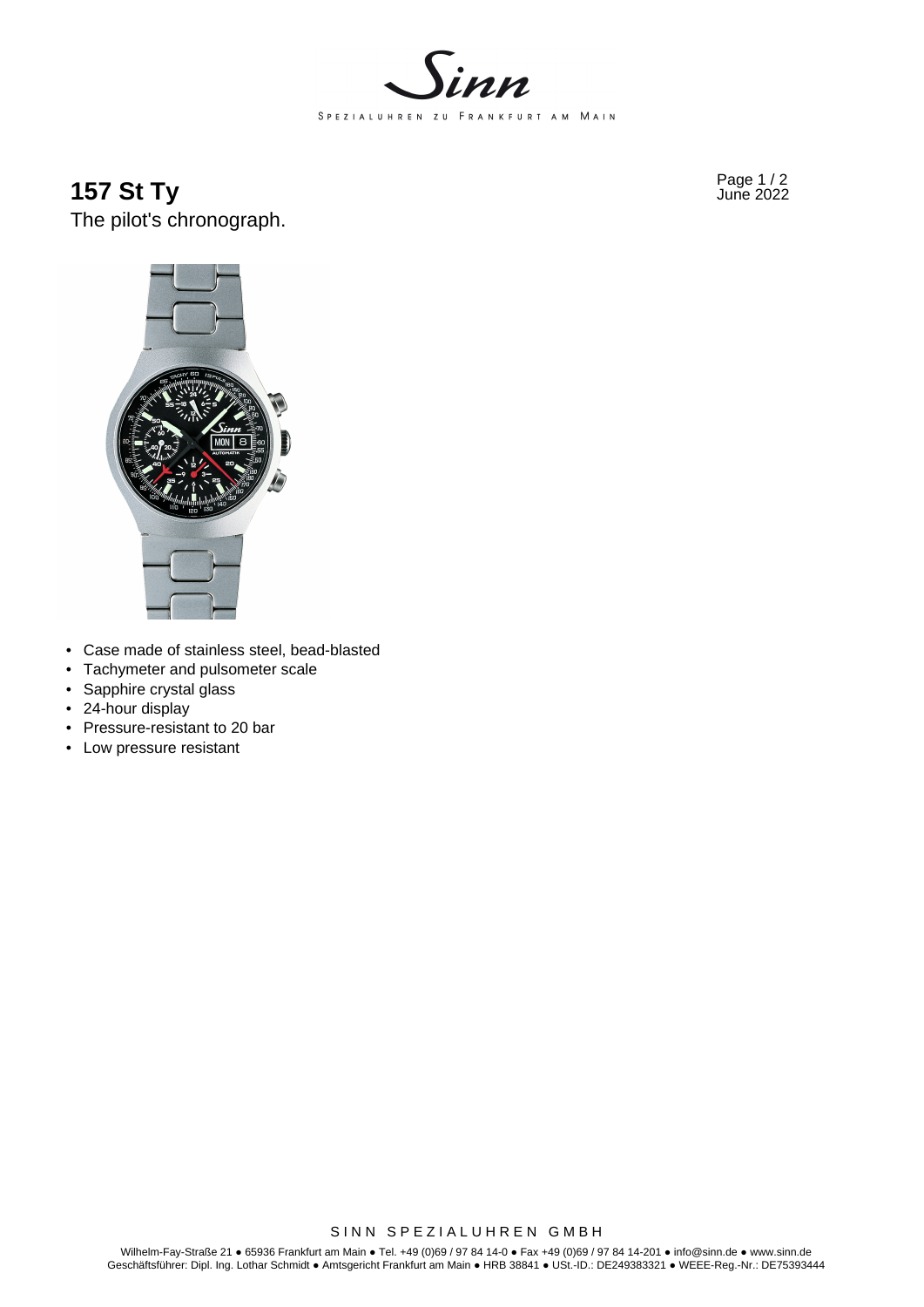# 157 St Ty

The pilot's chronograph.

- Case made of stainless steel, bead-blasted
- Tachymeter and pulsometer scale
- Sapphire crystal glass
- 24-hour display
- Pressure-resistant to 20 bar
- Low pressure resistant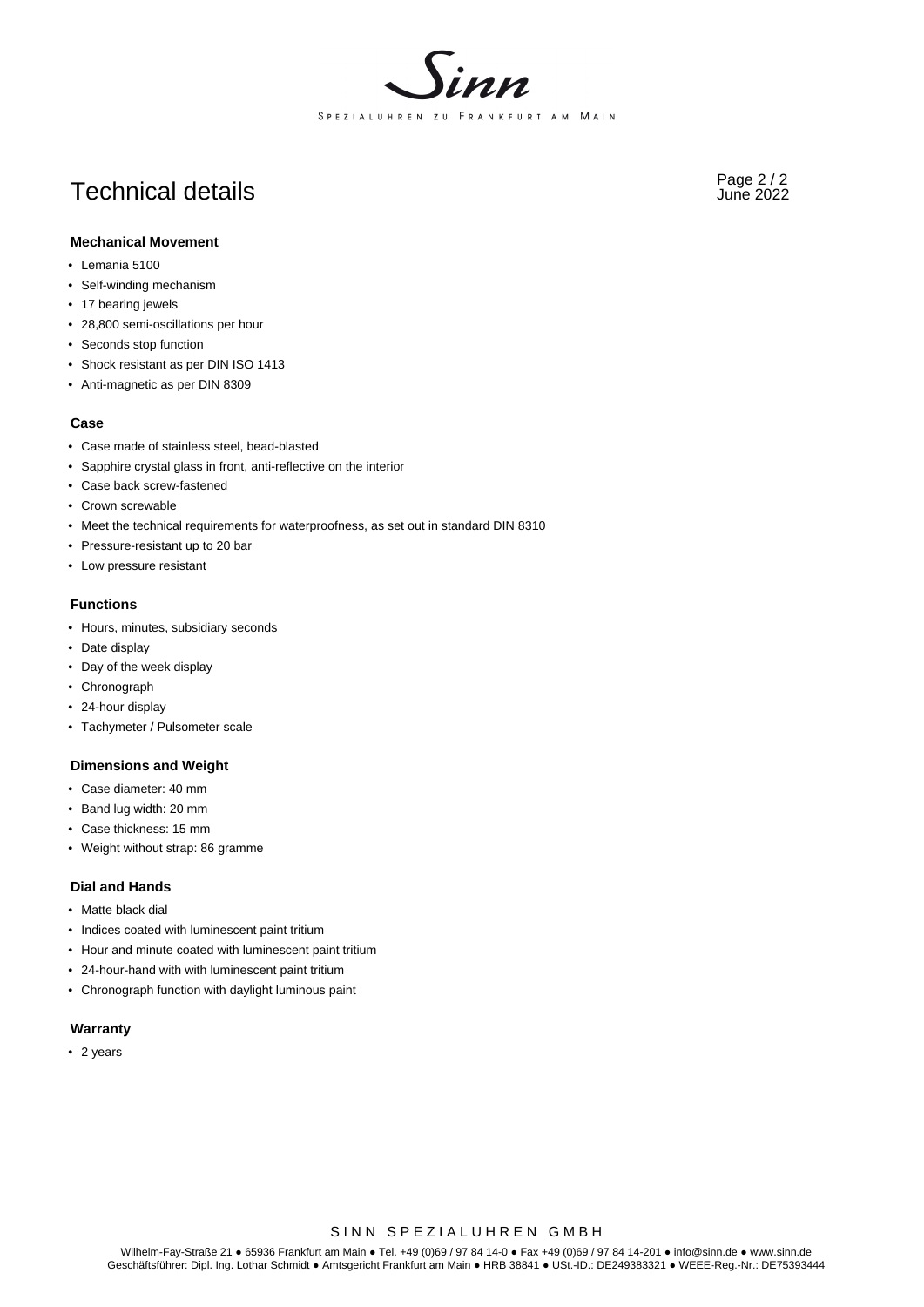# Technical details

June 2022

### Mechanical Movement

- Lemania 5100
- Self-winding mechanism
- 17 bearing jewels
- 28,800 semi-oscillations per hour
- Seconds stop function
- Shock resistant as per DIN ISO 1413
- Anti-magnetic as per DIN 8309

### Case

- Case made of stainless steel, bead-blasted
- Sapphire crystal glass in front, anti-reflective on the interior
- Case back screw-fastened
- Crown screwable
- Meet the technical requirements for waterproofness, as set out in standard DIN 8310
- Pressure-resistant up to 20 bar
- Low pressure resistant

### Functions

- Hours, minutes, subsidiary seconds
- Date display
- Day of the week display
- Chronograph
- 24-hour display
- Tachymeter / Pulsometer scale

### Dimensions and Weight

- Case diameter: 40 mm
- Band lug width: 20 mm
- Case thickness: 15 mm
- Weight without strap: 86 gramme

### Dial and Hands

- Matte black dial
- Indices coated with luminescent paint tritium
- Hour and minute coated with luminescent paint tritium
- 24-hour-hand with with luminescent paint tritium
- Chronograph function with daylight luminous paint

### Warranty

- 2 years